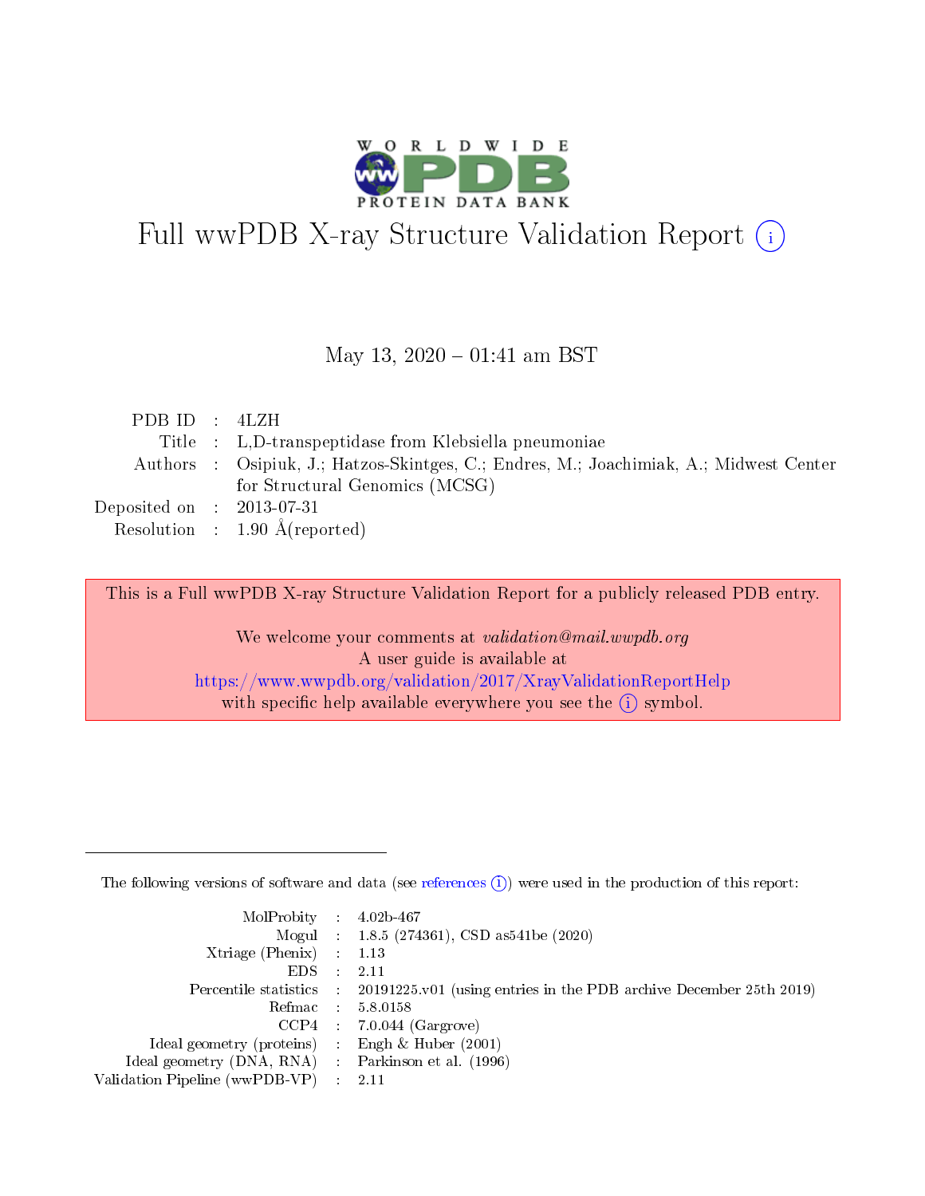# Full wwPDB X-ray Structure Validation Report (i)

May 13, 2020 – 01:41 am BST

| | | |
|---|---|---|
| PDB ID | : | 4LZH |
| Title | : | L,D-transpeptidase from Klebsiella pneumoniae |
| Authors | : | Osipiuk, J.; Hatzos-Skintges, C.; Endres, M.; Joachimiak, A.; Midwest Center for Structural Genomics (MCSG) |
| Deposited on | : | 2013-07-31 |
| Resolution | : | 1.90 Å(reported) |

This is a Full wwPDB X-ray Structure Validation Report for a publicly released PDB entry.

We welcome your comments at *validation@mail.wwpdb.org*
A user guide is available at
https://www.wwpdb.org/validation/2017/XrayValidationReportHelp
with specific help available everywhere you see the (i) symbol.

---

The following versions of software and data (see references (i)) were used in the production of this report:

| | | |
|---|---|---|
| MolProbity | : | 4.02b-467 |
| Mogul | : | 1.8.5 (274361), CSD as541be (2020) |
| Xtriage (Phenix) | : | 1.13 |
| EDS | : | 2.11 |
| Percentile statistics | : | 20191225.v01 (using entries in the PDB archive December 25th 2019) |
| Refmac | : | 5.8.0158 |
| CCP4 | : | 7.0.044 (Gargrove) |
| Ideal geometry (proteins) | : | Engh & Huber (2001) |
| Ideal geometry (DNA, RNA) | : | Parkinson et al. (1996) |
| Validation Pipeline (wwPDB-VP) | : | 2.11 |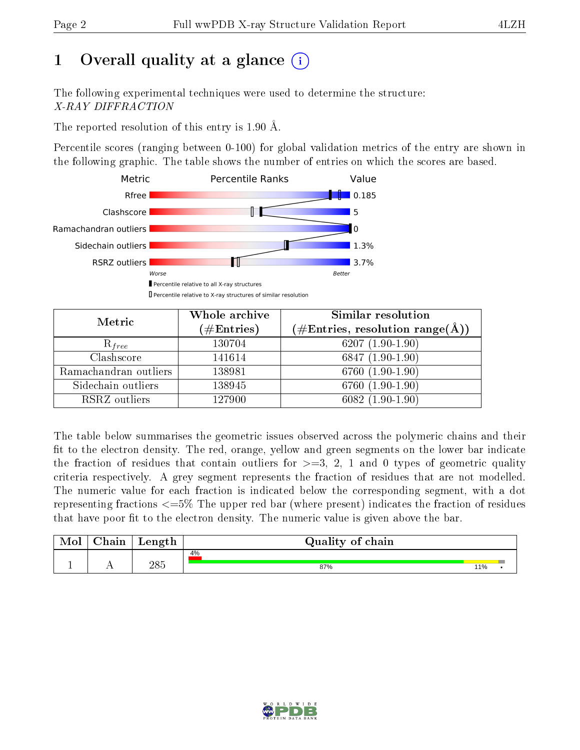# 1 Overall quality at a glance (i)

The following experimental techniques were used to determine the structure:
*X-RAY DIFFRACTION*

The reported resolution of this entry is 1.90 Å.

Percentile scores (ranging between 0-100) for global validation metrics of the entry are shown in the following graphic. The table shows the number of entries on which the scores are based.

| Metric | Value |
|---|---|
| Rfree | 0.185 |
| Clashscore | 5 |
| Ramachandran outliers | 0 |
| Sidechain outliers | 1.3% |
| RSRZ outliers | 3.7% |

Worse — Better

▮ Percentile relative to all X-ray structures
▯ Percentile relative to X-ray structures of similar resolution

| Metric | Whole archive (#Entries) | Similar resolution (#Entries, resolution range(Å)) |
|---|---|---|
| $R_{free}$ | 130704 | 6207 (1.90-1.90) |
| Clashscore | 141614 | 6847 (1.90-1.90) |
| Ramachandran outliers | 138981 | 6760 (1.90-1.90) |
| Sidechain outliers | 138945 | 6760 (1.90-1.90) |
| RSRZ outliers | 127900 | 6082 (1.90-1.90) |

The table below summarises the geometric issues observed across the polymeric chains and their fit to the electron density. The red, orange, yellow and green segments on the lower bar indicate the fraction of residues that contain outliers for >=3, 2, 1 and 0 types of geometric quality criteria respectively. A grey segment represents the fraction of residues that are not modelled. The numeric value for each fraction is indicated below the corresponding segment, with a dot representing fractions <=5% The upper red bar (where present) indicates the fraction of residues that have poor fit to the electron density. The numeric value is given above the bar.

| Mol | Chain | Length | Quality of chain |
|---|---|---|---|
| 1 | A | 285 | 4% (upper red bar); 87% green, 11% yellow, • grey |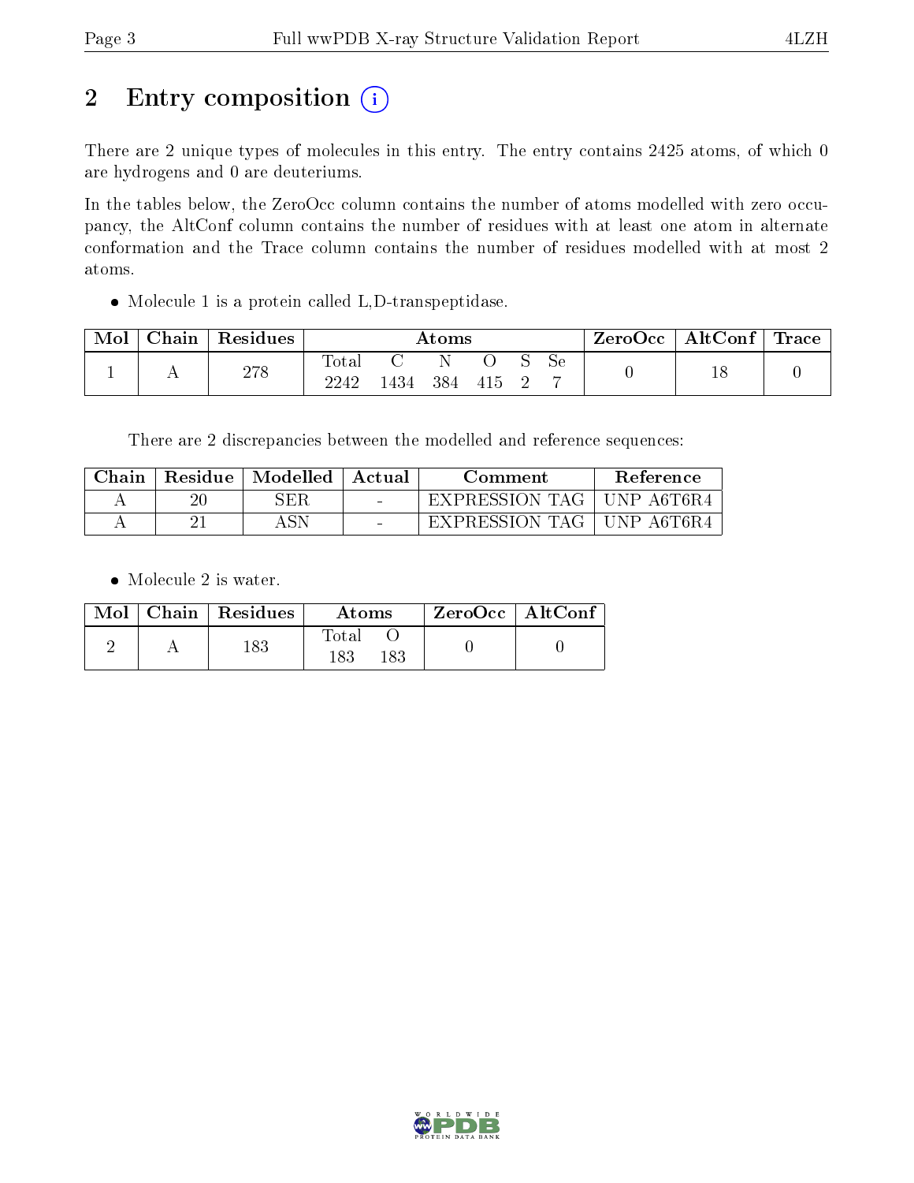## 2 Entry composition

There are 2 unique types of molecules in this entry. The entry contains 2425 atoms, of which 0 are hydrogens and 0 are deuteriums.

In the tables below, the ZeroOcc column contains the number of atoms modelled with zero occupancy, the AltConf column contains the number of residues with at least one atom in alternate conformation and the Trace column contains the number of residues modelled with at most 2 atoms.

- Molecule 1 is a protein called L,D-transpeptidase.

| Mol | Chain | Residues | Atoms | | | | | | ZeroOcc | AltConf | Trace |
|---|---|---|---|---|---|---|---|---|---|---|---|
| 1 | A | 278 | Total<br>2242 | C<br>1434 | N<br>384 | O<br>415 | S<br>2 | Se<br>7 | 0 | 18 | 0 |

There are 2 discrepancies between the modelled and reference sequences:

| Chain | Residue | Modelled | Actual | Comment | Reference |
|---|---|---|---|---|---|
| A | 20 | SER | - | EXPRESSION TAG | UNP A6T6R4 |
| A | 21 | ASN | - | EXPRESSION TAG | UNP A6T6R4 |

- Molecule 2 is water.

| Mol | Chain | Residues | Atoms | | ZeroOcc | AltConf |
|---|---|---|---|---|---|---|
| 2 | A | 183 | Total<br>183 | O<br>183 | 0 | 0 |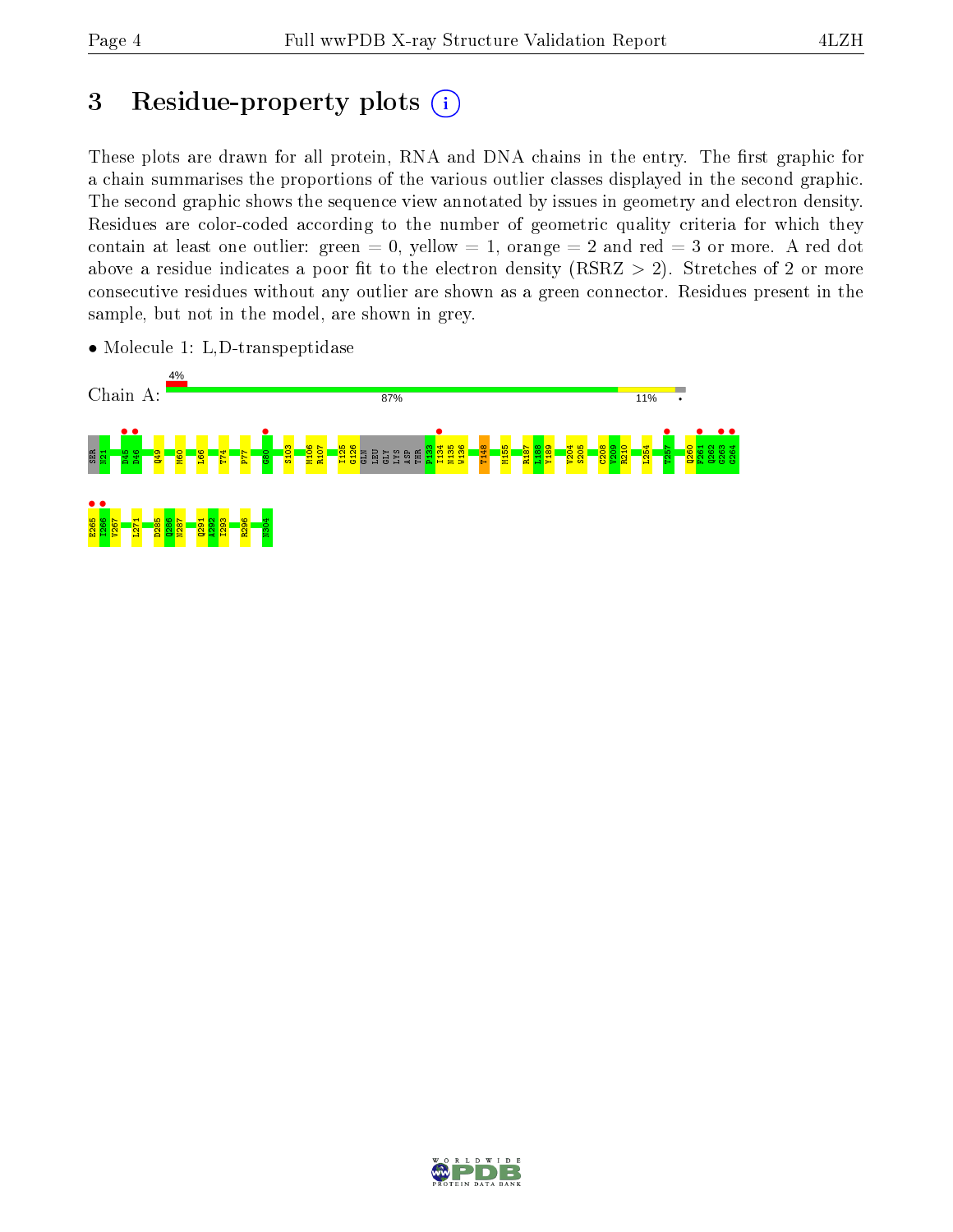# 3 Residue-property plots

These plots are drawn for all protein, RNA and DNA chains in the entry. The first graphic for a chain summarises the proportions of the various outlier classes displayed in the second graphic. The second graphic shows the sequence view annotated by issues in geometry and electron density. Residues are color-coded according to the number of geometric quality criteria for which they contain at least one outlier: green = 0, yellow = 1, orange = 2 and red = 3 or more. A red dot above a residue indicates a poor fit to the electron density (RSRZ > 2). Stretches of 2 or more consecutive residues without any outlier are shown as a green connector. Residues present in the sample, but not in the model, are shown in grey.

- Molecule 1: L,D-transpeptidase

Chain A: 4% | 87% | 11% | •

SER N21 D45 D46 Q49 M60 L66 T74 P77 G80 S103 M106 R107 I125 G126 GLN LEU GLY LYS ASP THR P133 I134 N135 W136 T148 M155 R187 L188 Y189 V204 S205 C208 V209 R210 L254 T257 Q260 F261 Q262 G263 G264 E265 I266 V267 L271 D285 Q286 N287 Q291 A292 I293 R296 N304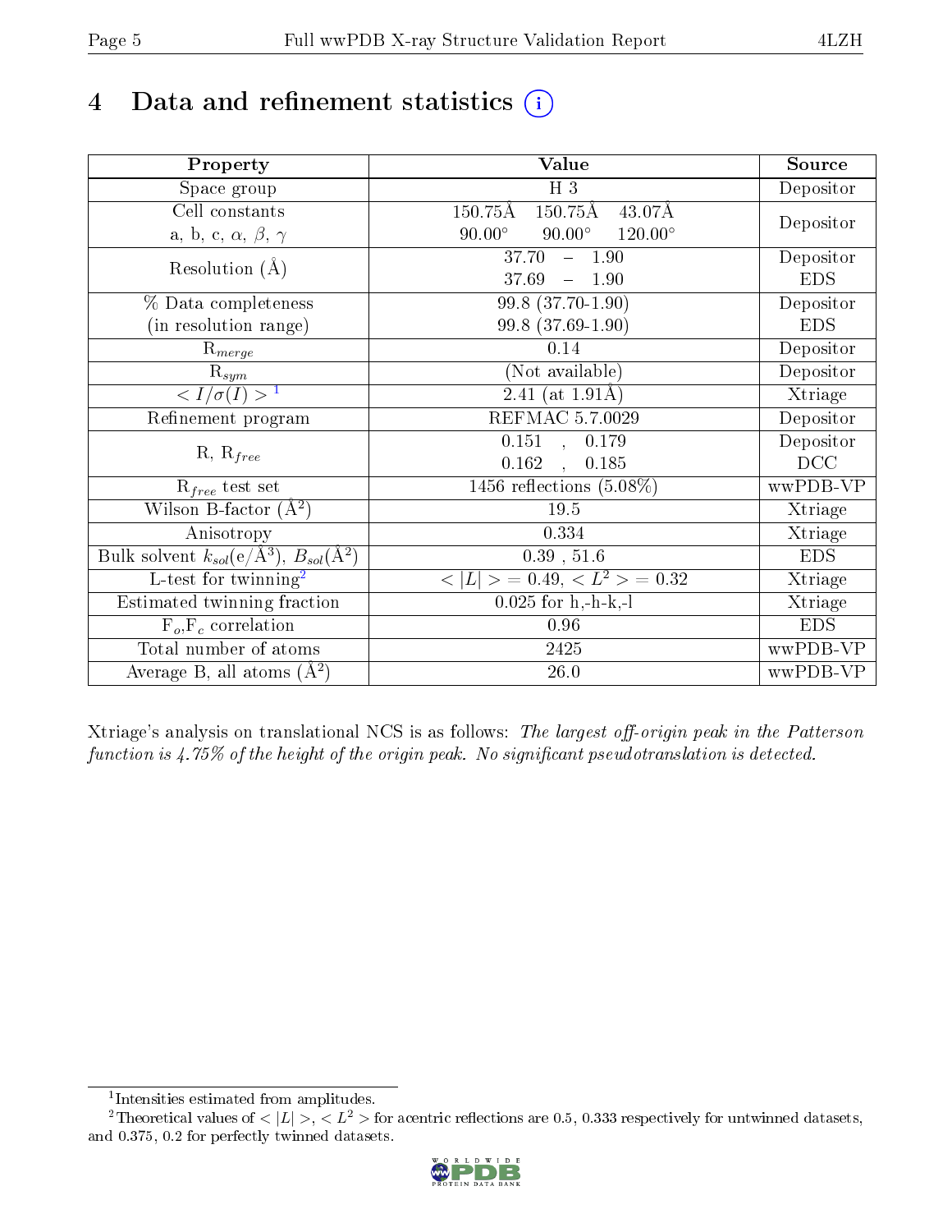# 4 Data and refinement statistics

| Property | Value | Source |
|---|---|---|
| Space group | H 3 | Depositor |
| Cell constants<br>a, b, c, $\alpha$, $\beta$, $\gamma$ | 150.75Å 150.75Å 43.07Å<br>90.00° 90.00° 120.00° | Depositor |
| Resolution (Å) | 37.70 – 1.90<br>37.69 – 1.90 | Depositor<br>EDS |
| % Data completeness<br>(in resolution range) | 99.8 (37.70-1.90)<br>99.8 (37.69-1.90) | Depositor<br>EDS |
| $R_{merge}$ | 0.14 | Depositor |
| $R_{sym}$ | (Not available) | Depositor |
| $< I/\sigma(I) >$ [1] | 2.41 (at 1.91Å) | Xtriage |
| Refinement program | REFMAC 5.7.0029 | Depositor |
| R, $R_{free}$ | 0.151 , 0.179<br>0.162 , 0.185 | Depositor<br>DCC |
| $R_{free}$ test set | 1456 reflections (5.08%) | wwPDB-VP |
| Wilson B-factor (Å$^2$) | 19.5 | Xtriage |
| Anisotropy | 0.334 | Xtriage |
| Bulk solvent $k_{sol}$(e/Å$^3$), $B_{sol}$(Å$^2$) | 0.39 , 51.6 | EDS |
| L-test for twinning[2] | $< \|L\| >$ = 0.49, $< L^2 >$ = 0.32 | Xtriage |
| Estimated twinning fraction | 0.025 for h,-h-k,-l | Xtriage |
| $F_o$,$F_c$ correlation | 0.96 | EDS |
| Total number of atoms | 2425 | wwPDB-VP |
| Average B, all atoms (Å$^2$) | 26.0 | wwPDB-VP |

Xtriage's analysis on translational NCS is as follows: *The largest off-origin peak in the Patterson function is 4.75% of the height of the origin peak. No significant pseudotranslation is detected.*

[1] Intensities estimated from amplitudes.

[2] Theoretical values of $< |L| >$, $< L^2 >$ for acentric reflections are 0.5, 0.333 respectively for untwinned datasets, and 0.375, 0.2 for perfectly twinned datasets.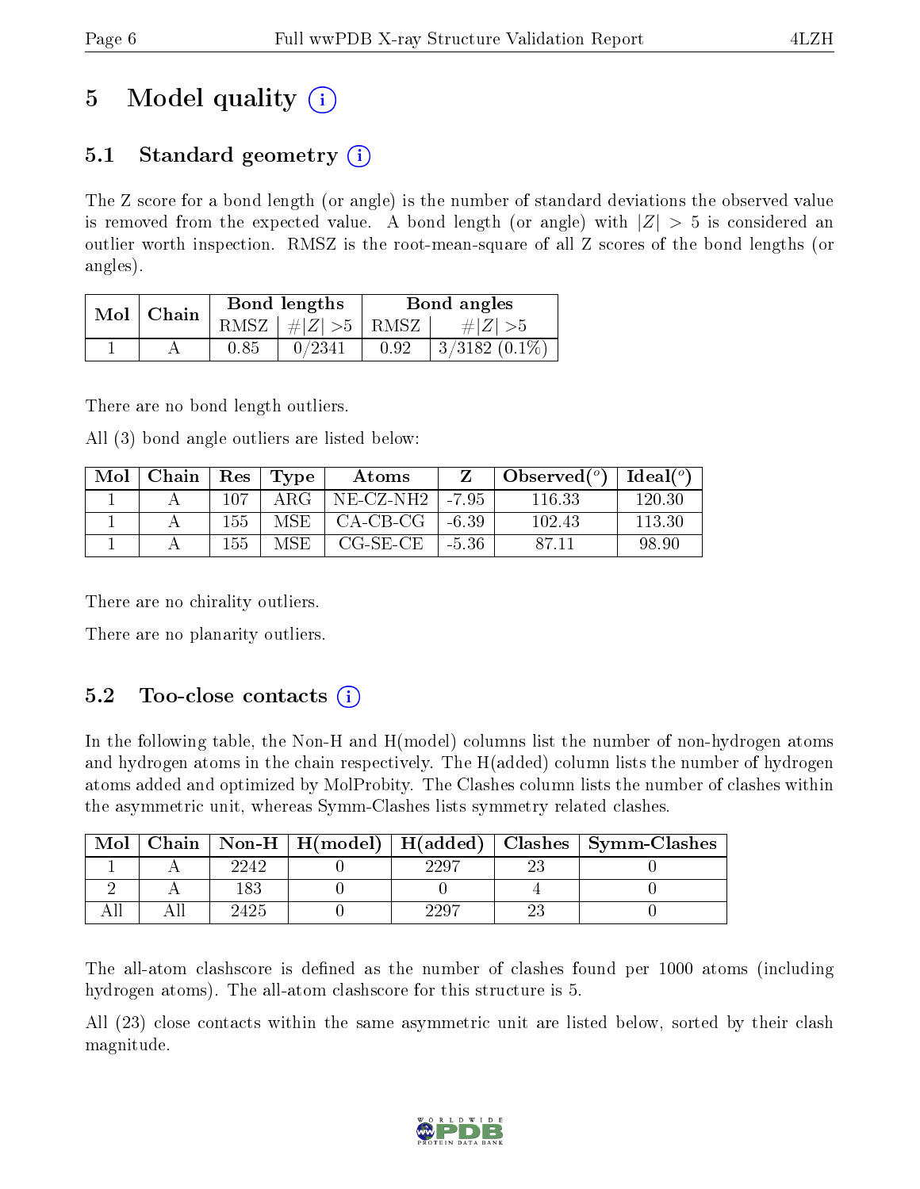# 5 Model quality (i)

## 5.1 Standard geometry (i)

The Z score for a bond length (or angle) is the number of standard deviations the observed value is removed from the expected value. A bond length (or angle) with $|Z| > 5$ is considered an outlier worth inspection. RMSZ is the root-mean-square of all Z scores of the bond lengths (or angles).

| Mol | Chain | Bond lengths | | Bond angles | |
|---|---|---|---|---|---|
| | | RMSZ | $\#|Z| > 5$ | RMSZ | $\#|Z| > 5$ |
| 1 | A | 0.85 | 0/2341 | 0.92 | 3/3182 (0.1%) |

There are no bond length outliers.

All (3) bond angle outliers are listed below:

| Mol | Chain | Res | Type | Atoms | Z | Observed(°) | Ideal(°) |
|---|---|---|---|---|---|---|---|
| 1 | A | 107 | ARG | NE-CZ-NH2 | -7.95 | 116.33 | 120.30 |
| 1 | A | 155 | MSE | CA-CB-CG | -6.39 | 102.43 | 113.30 |
| 1 | A | 155 | MSE | CG-SE-CE | -5.36 | 87.11 | 98.90 |

There are no chirality outliers.

There are no planarity outliers.

## 5.2 Too-close contacts (i)

In the following table, the Non-H and H(model) columns list the number of non-hydrogen atoms and hydrogen atoms in the chain respectively. The H(added) column lists the number of hydrogen atoms added and optimized by MolProbity. The Clashes column lists the number of clashes within the asymmetric unit, whereas Symm-Clashes lists symmetry related clashes.

| Mol | Chain | Non-H | H(model) | H(added) | Clashes | Symm-Clashes |
|---|---|---|---|---|---|---|
| 1 | A | 2242 | 0 | 2297 | 23 | 0 |
| 2 | A | 183 | 0 | 0 | 4 | 0 |
| All | All | 2425 | 0 | 2297 | 23 | 0 |

The all-atom clashscore is defined as the number of clashes found per 1000 atoms (including hydrogen atoms). The all-atom clashscore for this structure is 5.

All (23) close contacts within the same asymmetric unit are listed below, sorted by their clash magnitude.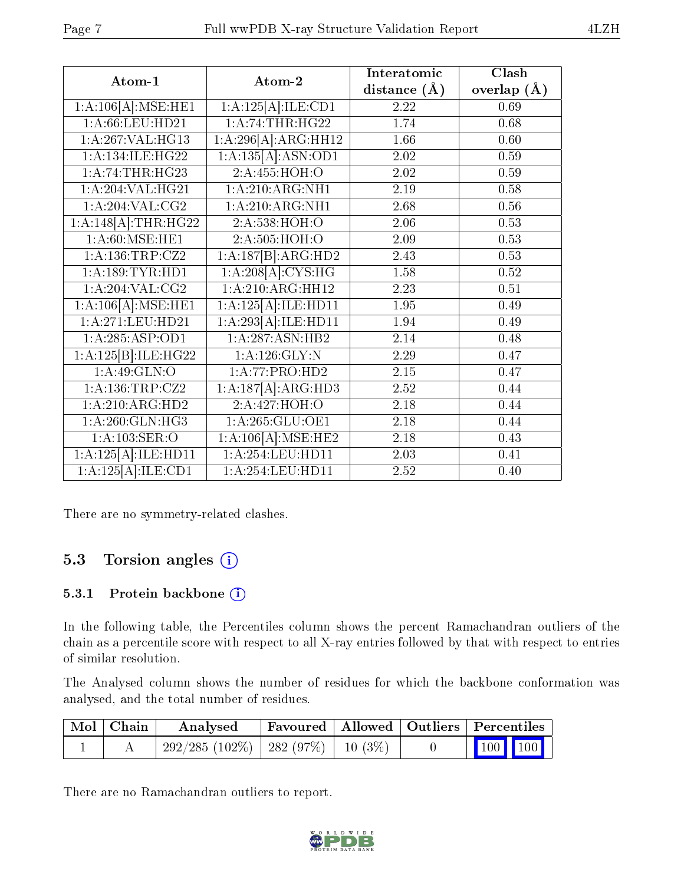| Atom-1 | Atom-2 | Interatomic distance (Å) | Clash overlap (Å) |
|---|---|---|---|
| 1:A:106[A]:MSE:HE1 | 1:A:125[A]:ILE:CD1 | 2.22 | 0.69 |
| 1:A:66:LEU:HD21 | 1:A:74:THR:HG22 | 1.74 | 0.68 |
| 1:A:267:VAL:HG13 | 1:A:296[A]:ARG:HH12 | 1.66 | 0.60 |
| 1:A:134:ILE:HG22 | 1:A:135[A]:ASN:OD1 | 2.02 | 0.59 |
| 1:A:74:THR:HG23 | 2:A:455:HOH:O | 2.02 | 0.59 |
| 1:A:204:VAL:HG21 | 1:A:210:ARG:NH1 | 2.19 | 0.58 |
| 1:A:204:VAL:CG2 | 1:A:210:ARG:NH1 | 2.68 | 0.56 |
| 1:A:148[A]:THR:HG22 | 2:A:538:HOH:O | 2.06 | 0.53 |
| 1:A:60:MSE:HE1 | 2:A:505:HOH:O | 2.09 | 0.53 |
| 1:A:136:TRP:CZ2 | 1:A:187[B]:ARG:HD2 | 2.43 | 0.53 |
| 1:A:189:TYR:HD1 | 1:A:208[A]:CYS:HG | 1.58 | 0.52 |
| 1:A:204:VAL:CG2 | 1:A:210:ARG:HH12 | 2.23 | 0.51 |
| 1:A:106[A]:MSE:HE1 | 1:A:125[A]:ILE:HD11 | 1.95 | 0.49 |
| 1:A:271:LEU:HD21 | 1:A:293[A]:ILE:HD11 | 1.94 | 0.49 |
| 1:A:285:ASP:OD1 | 1:A:287:ASN:HB2 | 2.14 | 0.48 |
| 1:A:125[B]:ILE:HG22 | 1:A:126:GLY:N | 2.29 | 0.47 |
| 1:A:49:GLN:O | 1:A:77:PRO:HD2 | 2.15 | 0.47 |
| 1:A:136:TRP:CZ2 | 1:A:187[A]:ARG:HD3 | 2.52 | 0.44 |
| 1:A:210:ARG:HD2 | 2:A:427:HOH:O | 2.18 | 0.44 |
| 1:A:260:GLN:HG3 | 1:A:265:GLU:OE1 | 2.18 | 0.44 |
| 1:A:103:SER:O | 1:A:106[A]:MSE:HE2 | 2.18 | 0.43 |
| 1:A:125[A]:ILE:HD11 | 1:A:254:LEU:HD11 | 2.03 | 0.41 |
| 1:A:125[A]:ILE:CD1 | 1:A:254:LEU:HD11 | 2.52 | 0.40 |

There are no symmetry-related clashes.

### 5.3 Torsion angles

#### 5.3.1 Protein backbone

In the following table, the Percentiles column shows the percent Ramachandran outliers of the chain as a percentile score with respect to all X-ray entries followed by that with respect to entries of similar resolution.

The Analysed column shows the number of residues for which the backbone conformation was analysed, and the total number of residues.

| Mol | Chain | Analysed | Favoured | Allowed | Outliers | Percentiles |
|---|---|---|---|---|---|---|
| 1 | A | 292/285 (102%) | 282 (97%) | 10 (3%) | 0 | 100 100 |

There are no Ramachandran outliers to report.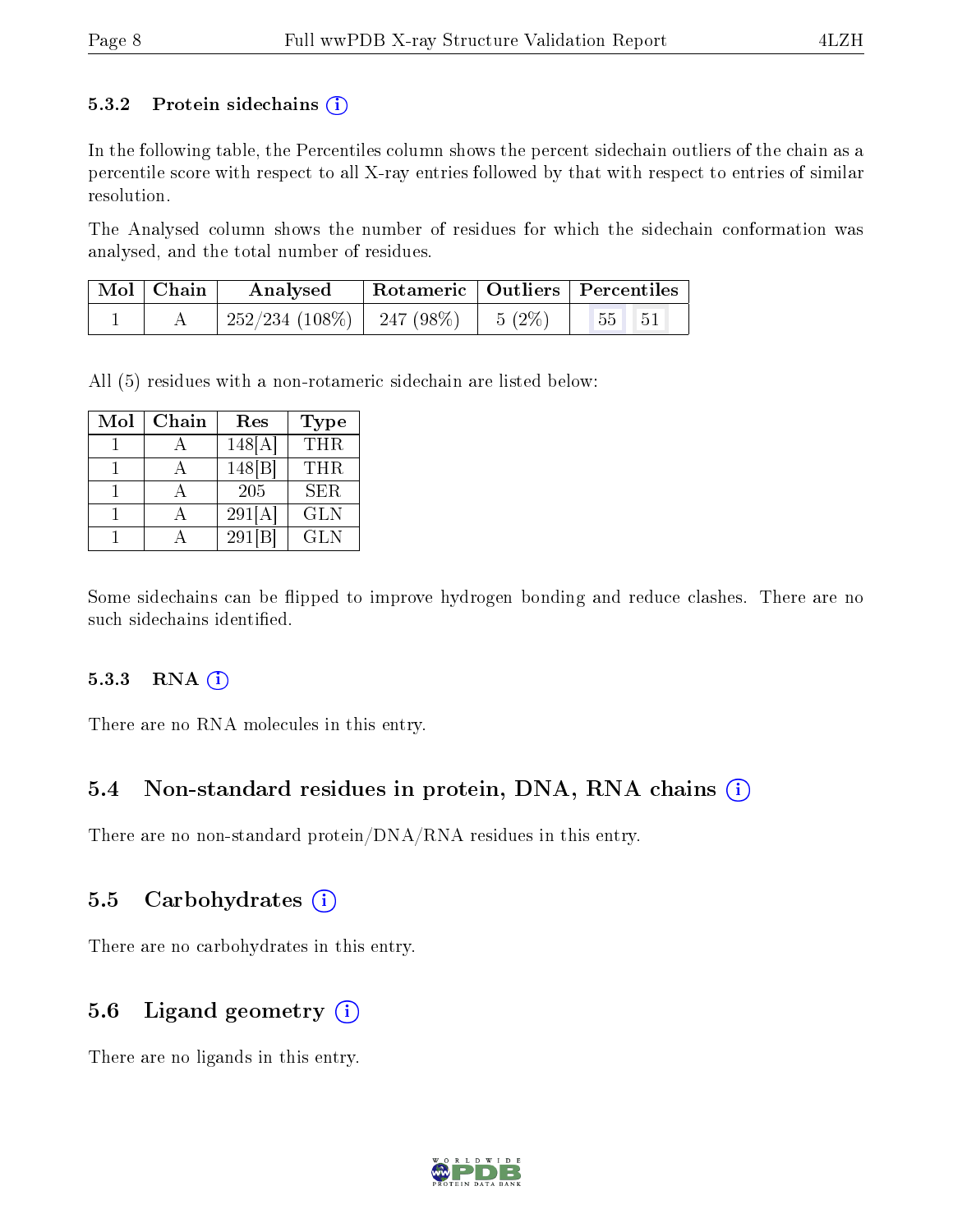### 5.3.2 Protein sidechains (i)

In the following table, the Percentiles column shows the percent sidechain outliers of the chain as a percentile score with respect to all X-ray entries followed by that with respect to entries of similar resolution.

The Analysed column shows the number of residues for which the sidechain conformation was analysed, and the total number of residues.

| Mol | Chain | Analysed | Rotameric | Outliers | Percentiles | |
|---|---|---|---|---|---|---|
| 1 | A | 252/234 (108%) | 247 (98%) | 5 (2%) | 55 | 51 |

All (5) residues with a non-rotameric sidechain are listed below:

| Mol | Chain | Res | Type |
|---|---|---|---|
| 1 | A | 148[A] | THR |
| 1 | A | 148[B] | THR |
| 1 | A | 205 | SER |
| 1 | A | 291[A] | GLN |
| 1 | A | 291[B] | GLN |

Some sidechains can be flipped to improve hydrogen bonding and reduce clashes. There are no such sidechains identified.

### 5.3.3 RNA (i)

There are no RNA molecules in this entry.

## 5.4 Non-standard residues in protein, DNA, RNA chains (i)

There are no non-standard protein/DNA/RNA residues in this entry.

## 5.5 Carbohydrates (i)

There are no carbohydrates in this entry.

## 5.6 Ligand geometry (i)

There are no ligands in this entry.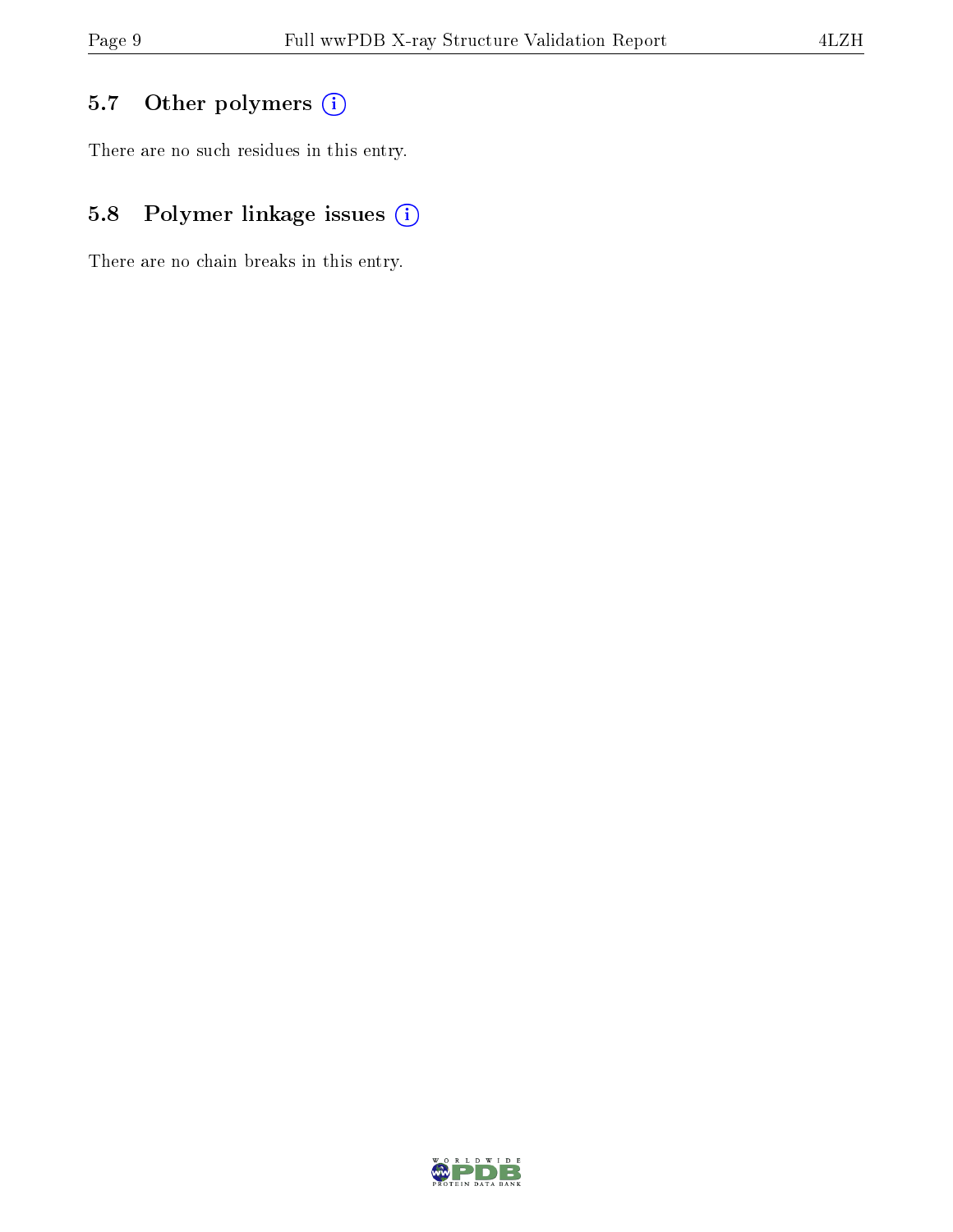## 5.7 Other polymers

There are no such residues in this entry.

## 5.8 Polymer linkage issues

There are no chain breaks in this entry.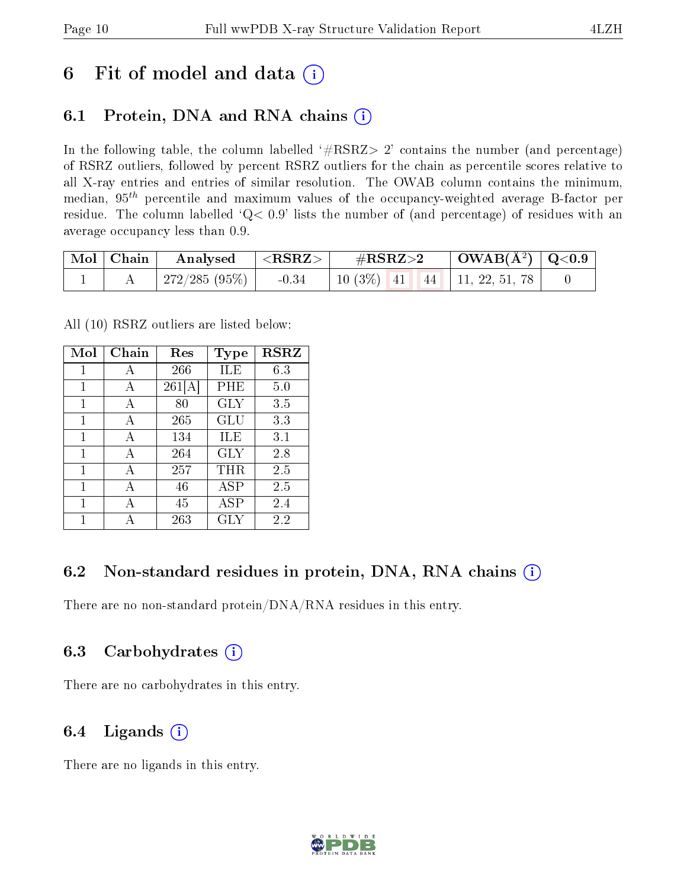# 6 Fit of model and data (i)

## 6.1 Protein, DNA and RNA chains (i)

In the following table, the column labelled '#RSRZ> 2' contains the number (and percentage) of RSRZ outliers, followed by percent RSRZ outliers for the chain as percentile scores relative to all X-ray entries and entries of similar resolution. The OWAB column contains the minimum, median, $95^{th}$ percentile and maximum values of the occupancy-weighted average B-factor per residue. The column labelled 'Q< 0.9' lists the number of (and percentage) of residues with an average occupancy less than 0.9.

| Mol | Chain | Analysed | <RSRZ> | #RSRZ>2 | | | OWAB(Å$^2$) | Q<0.9 |
|---|---|---|---|---|---|---|---|---|
| 1 | A | 272/285 (95%) | -0.34 | 10 (3%) | 41 | 44 | 11, 22, 51, 78 | 0 |

All (10) RSRZ outliers are listed below:

| Mol | Chain | Res | Type | RSRZ |
|---|---|---|---|---|
| 1 | A | 266 | ILE | 6.3 |
| 1 | A | 261[A] | PHE | 5.0 |
| 1 | A | 80 | GLY | 3.5 |
| 1 | A | 265 | GLU | 3.3 |
| 1 | A | 134 | ILE | 3.1 |
| 1 | A | 264 | GLY | 2.8 |
| 1 | A | 257 | THR | 2.5 |
| 1 | A | 46 | ASP | 2.5 |
| 1 | A | 45 | ASP | 2.4 |
| 1 | A | 263 | GLY | 2.2 |

## 6.2 Non-standard residues in protein, DNA, RNA chains (i)

There are no non-standard protein/DNA/RNA residues in this entry.

## 6.3 Carbohydrates (i)

There are no carbohydrates in this entry.

## 6.4 Ligands (i)

There are no ligands in this entry.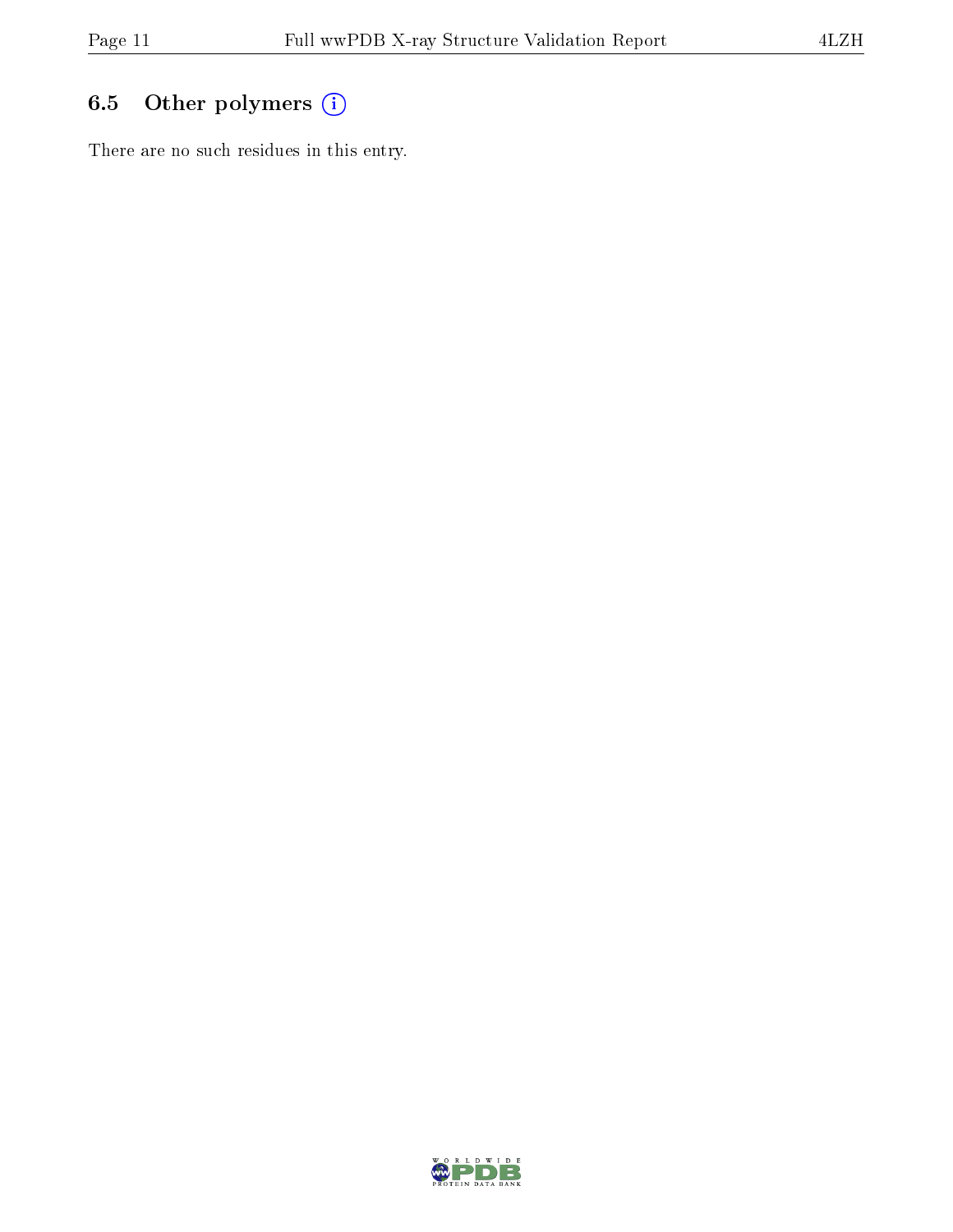### 6.5 Other polymers

There are no such residues in this entry.